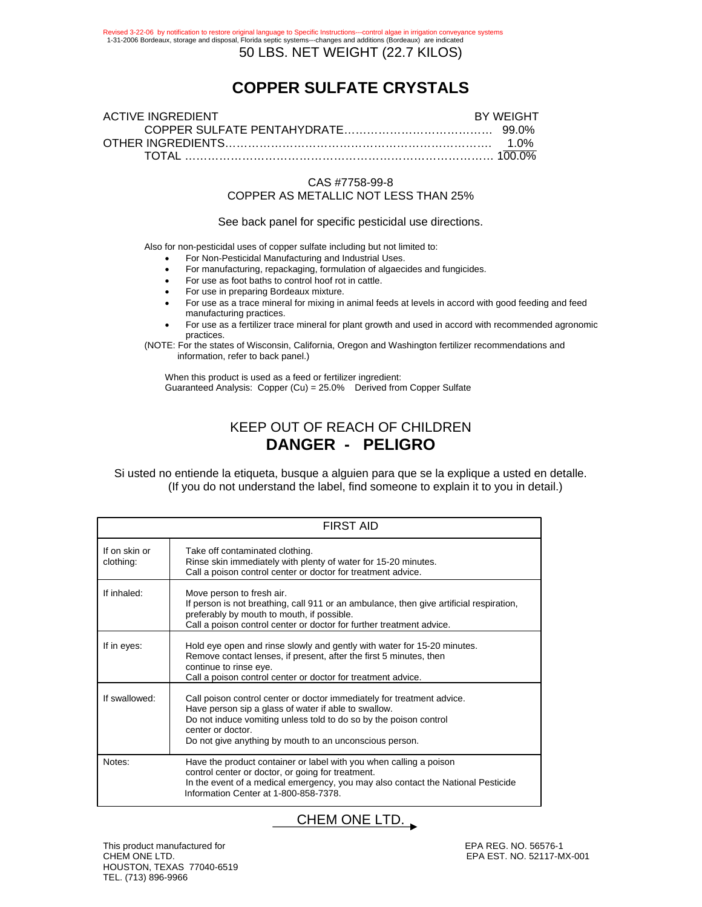Revised 3-22-06 by notification to restore original language to Specific Instructions---control algae in irrigation conveyance systems
1-31-2006 Bordeaux, storage and disposal, Florida septic systems---changes and additions (Bordeaux) are indicated

50 LBS. NET WEIGHT (22.7 KILOS)

# COPPER SULFATE CRYSTALS

| ACTIVE INGREDIENT | BY WEIGHT |
|---|---|
| COPPER SULFATE PENTAHYDRATE | 99.0% |
| OTHER INGREDIENTS | 1.0% |
| TOTAL | 100.0% |

CAS #7758-99-8
COPPER AS METALLIC NOT LESS THAN 25%

See back panel for specific pesticidal use directions.

Also for non-pesticidal uses of copper sulfate including but not limited to:

- For Non-Pesticidal Manufacturing and Industrial Uses.
- For manufacturing, repackaging, formulation of algaecides and fungicides.
- For use as foot baths to control hoof rot in cattle.
- For use in preparing Bordeaux mixture.
- For use as a trace mineral for mixing in animal feeds at levels in accord with good feeding and feed manufacturing practices.
- For use as a fertilizer trace mineral for plant growth and used in accord with recommended agronomic practices.

(NOTE: For the states of Wisconsin, California, Oregon and Washington fertilizer recommendations and information, refer to back panel.)

When this product is used as a feed or fertilizer ingredient:
Guaranteed Analysis: Copper (Cu) = 25.0% Derived from Copper Sulfate

## KEEP OUT OF REACH OF CHILDREN
## DANGER - PELIGRO

Si usted no entiende la etiqueta, busque a alguien para que se la explique a usted en detalle.
(If you do not understand the label, find someone to explain it to you in detail.)

| FIRST AID | |
|---|---|
| If on skin or clothing: | Take off contaminated clothing. Rinse skin immediately with plenty of water for 15-20 minutes. Call a poison control center or doctor for treatment advice. |
| If inhaled: | Move person to fresh air. If person is not breathing, call 911 or an ambulance, then give artificial respiration, preferably by mouth to mouth, if possible. Call a poison control center or doctor for further treatment advice. |
| If in eyes: | Hold eye open and rinse slowly and gently with water for 15-20 minutes. Remove contact lenses, if present, after the first 5 minutes, then continue to rinse eye. Call a poison control center or doctor for treatment advice. |
| If swallowed: | Call poison control center or doctor immediately for treatment advice. Have person sip a glass of water if able to swallow. Do not induce vomiting unless told to do so by the poison control center or doctor. Do not give anything by mouth to an unconscious person. |
| Notes: | Have the product container or label with you when calling a poison control center or doctor, or going for treatment. In the event of a medical emergency, you may also contact the National Pesticide Information Center at 1-800-858-7378. |

CHEM ONE LTD.

This product manufactured for
CHEM ONE LTD.
HOUSTON, TEXAS 77040-6519
TEL. (713) 896-9966

EPA REG. NO. 56576-1
EPA EST. NO. 52117-MX-001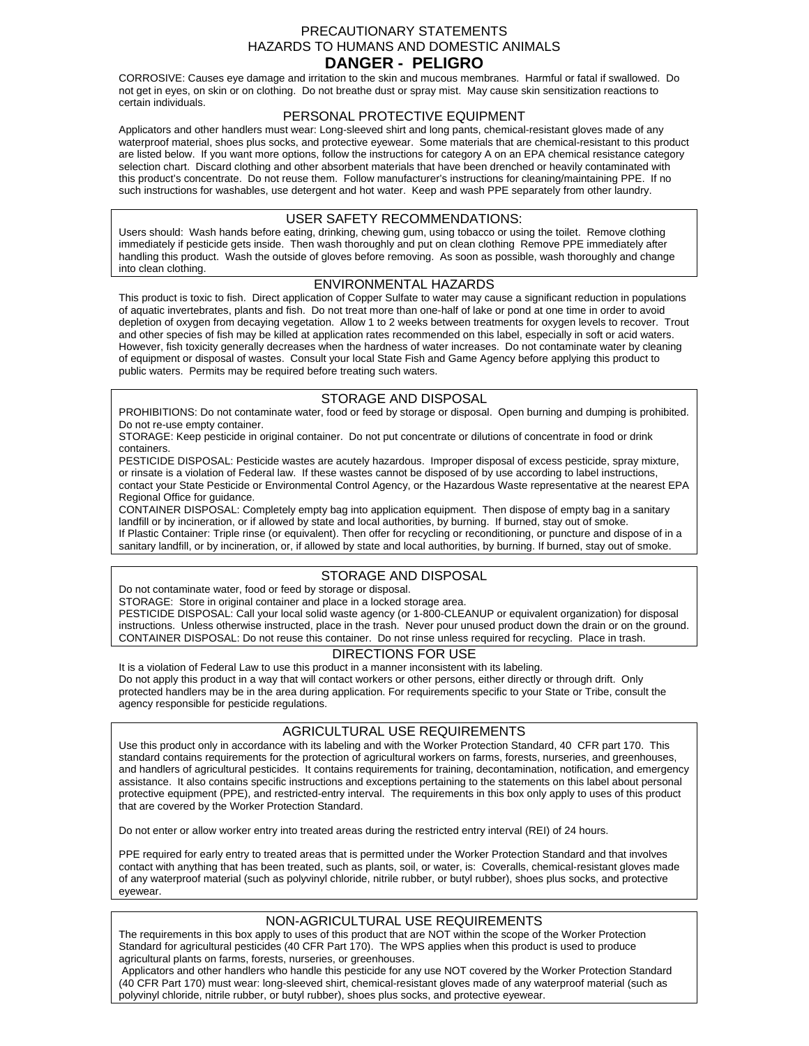# PRECAUTIONARY STATEMENTS

## HAZARDS TO HUMANS AND DOMESTIC ANIMALS

## DANGER - PELIGRO

CORROSIVE: Causes eye damage and irritation to the skin and mucous membranes. Harmful or fatal if swallowed. Do not get in eyes, on skin or on clothing. Do not breathe dust or spray mist. May cause skin sensitization reactions to certain individuals.

## PERSONAL PROTECTIVE EQUIPMENT

Applicators and other handlers must wear: Long-sleeved shirt and long pants, chemical-resistant gloves made of any waterproof material, shoes plus socks, and protective eyewear. Some materials that are chemical-resistant to this product are listed below. If you want more options, follow the instructions for category A on an EPA chemical resistance category selection chart. Discard clothing and other absorbent materials that have been drenched or heavily contaminated with this product's concentrate. Do not reuse them. Follow manufacturer's instructions for cleaning/maintaining PPE. If no such instructions for washables, use detergent and hot water. Keep and wash PPE separately from other laundry.

## USER SAFETY RECOMMENDATIONS:

Users should: Wash hands before eating, drinking, chewing gum, using tobacco or using the toilet. Remove clothing immediately if pesticide gets inside. Then wash thoroughly and put on clean clothing Remove PPE immediately after handling this product. Wash the outside of gloves before removing. As soon as possible, wash thoroughly and change into clean clothing.

## ENVIRONMENTAL HAZARDS

This product is toxic to fish. Direct application of Copper Sulfate to water may cause a significant reduction in populations of aquatic invertebrates, plants and fish. Do not treat more than one-half of lake or pond at one time in order to avoid depletion of oxygen from decaying vegetation. Allow 1 to 2 weeks between treatments for oxygen levels to recover. Trout and other species of fish may be killed at application rates recommended on this label, especially in soft or acid waters. However, fish toxicity generally decreases when the hardness of water increases. Do not contaminate water by cleaning of equipment or disposal of wastes. Consult your local State Fish and Game Agency before applying this product to public waters. Permits may be required before treating such waters.

## STORAGE AND DISPOSAL

PROHIBITIONS: Do not contaminate water, food or feed by storage or disposal. Open burning and dumping is prohibited. Do not re-use empty container.

STORAGE: Keep pesticide in original container. Do not put concentrate or dilutions of concentrate in food or drink containers.

PESTICIDE DISPOSAL: Pesticide wastes are acutely hazardous. Improper disposal of excess pesticide, spray mixture, or rinsate is a violation of Federal law. If these wastes cannot be disposed of by use according to label instructions, contact your State Pesticide or Environmental Control Agency, or the Hazardous Waste representative at the nearest EPA Regional Office for guidance.

CONTAINER DISPOSAL: Completely empty bag into application equipment. Then dispose of empty bag in a sanitary landfill or by incineration, or if allowed by state and local authorities, by burning. If burned, stay out of smoke.

If Plastic Container: Triple rinse (or equivalent). Then offer for recycling or reconditioning, or puncture and dispose of in a sanitary landfill, or by incineration, or, if allowed by state and local authorities, by burning. If burned, stay out of smoke.

## STORAGE AND DISPOSAL

Do not contaminate water, food or feed by storage or disposal.

STORAGE: Store in original container and place in a locked storage area.

PESTICIDE DISPOSAL: Call your local solid waste agency (or 1-800-CLEANUP or equivalent organization) for disposal instructions. Unless otherwise instructed, place in the trash. Never pour unused product down the drain or on the ground.

CONTAINER DISPOSAL: Do not reuse this container. Do not rinse unless required for recycling. Place in trash.

## DIRECTIONS FOR USE

It is a violation of Federal Law to use this product in a manner inconsistent with its labeling.

Do not apply this product in a way that will contact workers or other persons, either directly or through drift. Only protected handlers may be in the area during application. For requirements specific to your State or Tribe, consult the agency responsible for pesticide regulations.

## AGRICULTURAL USE REQUIREMENTS

Use this product only in accordance with its labeling and with the Worker Protection Standard, 40 CFR part 170. This standard contains requirements for the protection of agricultural workers on farms, forests, nurseries, and greenhouses, and handlers of agricultural pesticides. It contains requirements for training, decontamination, notification, and emergency assistance. It also contains specific instructions and exceptions pertaining to the statements on this label about personal protective equipment (PPE), and restricted-entry interval. The requirements in this box only apply to uses of this product that are covered by the Worker Protection Standard.

Do not enter or allow worker entry into treated areas during the restricted entry interval (REI) of 24 hours.

PPE required for early entry to treated areas that is permitted under the Worker Protection Standard and that involves contact with anything that has been treated, such as plants, soil, or water, is: Coveralls, chemical-resistant gloves made of any waterproof material (such as polyvinyl chloride, nitrile rubber, or butyl rubber), shoes plus socks, and protective eyewear.

## NON-AGRICULTURAL USE REQUIREMENTS

The requirements in this box apply to uses of this product that are NOT within the scope of the Worker Protection Standard for agricultural pesticides (40 CFR Part 170). The WPS applies when this product is used to produce agricultural plants on farms, forests, nurseries, or greenhouses.

Applicators and other handlers who handle this pesticide for any use NOT covered by the Worker Protection Standard (40 CFR Part 170) must wear: long-sleeved shirt, chemical-resistant gloves made of any waterproof material (such as polyvinyl chloride, nitrile rubber, or butyl rubber), shoes plus socks, and protective eyewear.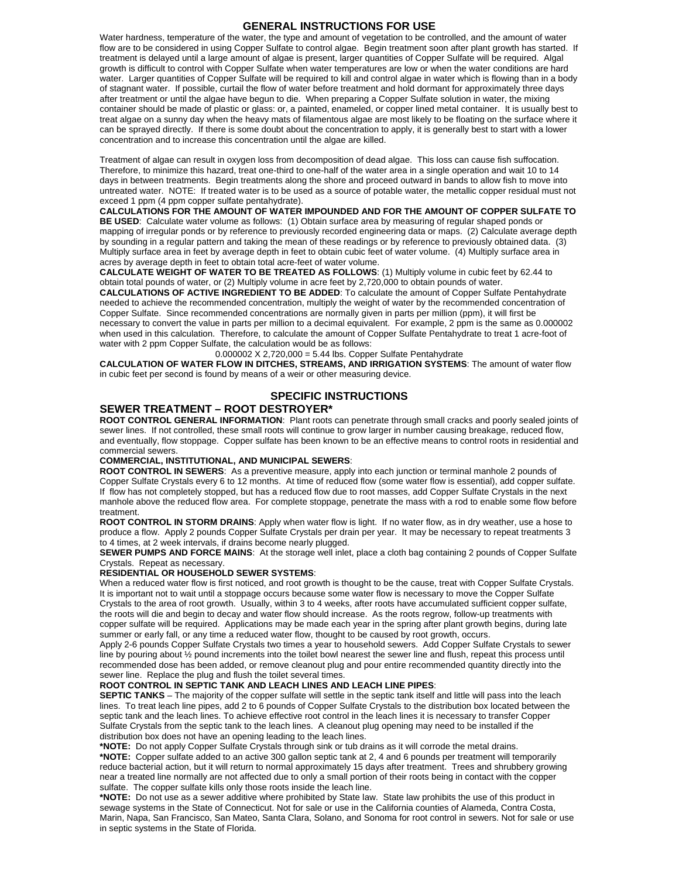## GENERAL INSTRUCTIONS FOR USE

Water hardness, temperature of the water, the type and amount of vegetation to be controlled, and the amount of water flow are to be considered in using Copper Sulfate to control algae. Begin treatment soon after plant growth has started. If treatment is delayed until a large amount of algae is present, larger quantities of Copper Sulfate will be required. Algal growth is difficult to control with Copper Sulfate when water temperatures are low or when the water conditions are hard water. Larger quantities of Copper Sulfate will be required to kill and control algae in water which is flowing than in a body of stagnant water. If possible, curtail the flow of water before treatment and hold dormant for approximately three days after treatment or until the algae have begun to die. When preparing a Copper Sulfate solution in water, the mixing container should be made of plastic or glass: or, a painted, enameled, or copper lined metal container. It is usually best to treat algae on a sunny day when the heavy mats of filamentous algae are most likely to be floating on the surface where it can be sprayed directly. If there is some doubt about the concentration to apply, it is generally best to start with a lower concentration and to increase this concentration until the algae are killed.

Treatment of algae can result in oxygen loss from decomposition of dead algae. This loss can cause fish suffocation. Therefore, to minimize this hazard, treat one-third to one-half of the water area in a single operation and wait 10 to 14 days in between treatments. Begin treatments along the shore and proceed outward in bands to allow fish to move into untreated water. NOTE: If treated water is to be used as a source of potable water, the metallic copper residual must not exceed 1 ppm (4 ppm copper sulfate pentahydrate).

**CALCULATIONS FOR THE AMOUNT OF WATER IMPOUNDED AND FOR THE AMOUNT OF COPPER SULFATE TO BE USED**: Calculate water volume as follows: (1) Obtain surface area by measuring of regular shaped ponds or mapping of irregular ponds or by reference to previously recorded engineering data or maps. (2) Calculate average depth by sounding in a regular pattern and taking the mean of these readings or by reference to previously obtained data. (3) Multiply surface area in feet by average depth in feet to obtain cubic feet of water volume. (4) Multiply surface area in acres by average depth in feet to obtain total acre-feet of water volume.

**CALCULATE WEIGHT OF WATER TO BE TREATED AS FOLLOWS**: (1) Multiply volume in cubic feet by 62.44 to obtain total pounds of water, or (2) Multiply volume in acre feet by 2,720,000 to obtain pounds of water.

**CALCULATIONS OF ACTIVE INGREDIENT TO BE ADDED**: To calculate the amount of Copper Sulfate Pentahydrate needed to achieve the recommended concentration, multiply the weight of water by the recommended concentration of Copper Sulfate. Since recommended concentrations are normally given in parts per million (ppm), it will first be necessary to convert the value in parts per million to a decimal equivalent. For example, 2 ppm is the same as 0.000002 when used in this calculation. Therefore, to calculate the amount of Copper Sulfate Pentahydrate to treat 1 acre-foot of water with 2 ppm Copper Sulfate, the calculation would be as follows:

$$0.000002 \times 2{,}720{,}000 = 5.44 \text{ lbs. Copper Sulfate Pentahydrate}$$

**CALCULATION OF WATER FLOW IN DITCHES, STREAMS, AND IRRIGATION SYSTEMS**: The amount of water flow in cubic feet per second is found by means of a weir or other measuring device.

## SPECIFIC INSTRUCTIONS

### SEWER TREATMENT – ROOT DESTROYER*

**ROOT CONTROL GENERAL INFORMATION**: Plant roots can penetrate through small cracks and poorly sealed joints of sewer lines. If not controlled, these small roots will continue to grow larger in number causing breakage, reduced flow, and eventually, flow stoppage. Copper sulfate has been known to be an effective means to control roots in residential and commercial sewers.

**COMMERCIAL, INSTITUTIONAL, AND MUNICIPAL SEWERS**:

**ROOT CONTROL IN SEWERS**: As a preventive measure, apply into each junction or terminal manhole 2 pounds of Copper Sulfate Crystals every 6 to 12 months. At time of reduced flow (some water flow is essential), add copper sulfate. If flow has not completely stopped, but has a reduced flow due to root masses, add Copper Sulfate Crystals in the next manhole above the reduced flow area. For complete stoppage, penetrate the mass with a rod to enable some flow before treatment.

**ROOT CONTROL IN STORM DRAINS**: Apply when water flow is light. If no water flow, as in dry weather, use a hose to produce a flow. Apply 2 pounds Copper Sulfate Crystals per drain per year. It may be necessary to repeat treatments 3 to 4 times, at 2 week intervals, if drains become nearly plugged.

**SEWER PUMPS AND FORCE MAINS**: At the storage well inlet, place a cloth bag containing 2 pounds of Copper Sulfate Crystals. Repeat as necessary.

**RESIDENTIAL OR HOUSEHOLD SEWER SYSTEMS**:

When a reduced water flow is first noticed, and root growth is thought to be the cause, treat with Copper Sulfate Crystals. It is important not to wait until a stoppage occurs because some water flow is necessary to move the Copper Sulfate Crystals to the area of root growth. Usually, within 3 to 4 weeks, after roots have accumulated sufficient copper sulfate, the roots will die and begin to decay and water flow should increase. As the roots regrow, follow-up treatments with copper sulfate will be required. Applications may be made each year in the spring after plant growth begins, during late summer or early fall, or any time a reduced water flow, thought to be caused by root growth, occurs.

Apply 2-6 pounds Copper Sulfate Crystals two times a year to household sewers. Add Copper Sulfate Crystals to sewer line by pouring about ½ pound increments into the toilet bowl nearest the sewer line and flush, repeat this process until recommended dose has been added, or remove cleanout plug and pour entire recommended quantity directly into the sewer line. Replace the plug and flush the toilet several times.

**ROOT CONTROL IN SEPTIC TANK AND LEACH LINES AND LEACH LINE PIPES**:

**SEPTIC TANKS** – The majority of the copper sulfate will settle in the septic tank itself and little will pass into the leach lines. To treat leach line pipes, add 2 to 6 pounds of Copper Sulfate Crystals to the distribution box located between the septic tank and the leach lines. To achieve effective root control in the leach lines it is necessary to transfer Copper Sulfate Crystals from the septic tank to the leach lines. A cleanout plug opening may need to be installed if the distribution box does not have an opening leading to the leach lines.

***NOTE:** Do not apply Copper Sulfate Crystals through sink or tub drains as it will corrode the metal drains.

***NOTE:** Copper sulfate added to an active 300 gallon septic tank at 2, 4 and 6 pounds per treatment will temporarily reduce bacterial action, but it will return to normal approximately 15 days after treatment. Trees and shrubbery growing near a treated line normally are not affected due to only a small portion of their roots being in contact with the copper sulfate. The copper sulfate kills only those roots inside the leach line.

***NOTE:** Do not use as a sewer additive where prohibited by State law. State law prohibits the use of this product in sewage systems in the State of Connecticut. Not for sale or use in the California counties of Alameda, Contra Costa, Marin, Napa, San Francisco, San Mateo, Santa Clara, Solano, and Sonoma for root control in sewers. Not for sale or use in septic systems in the State of Florida.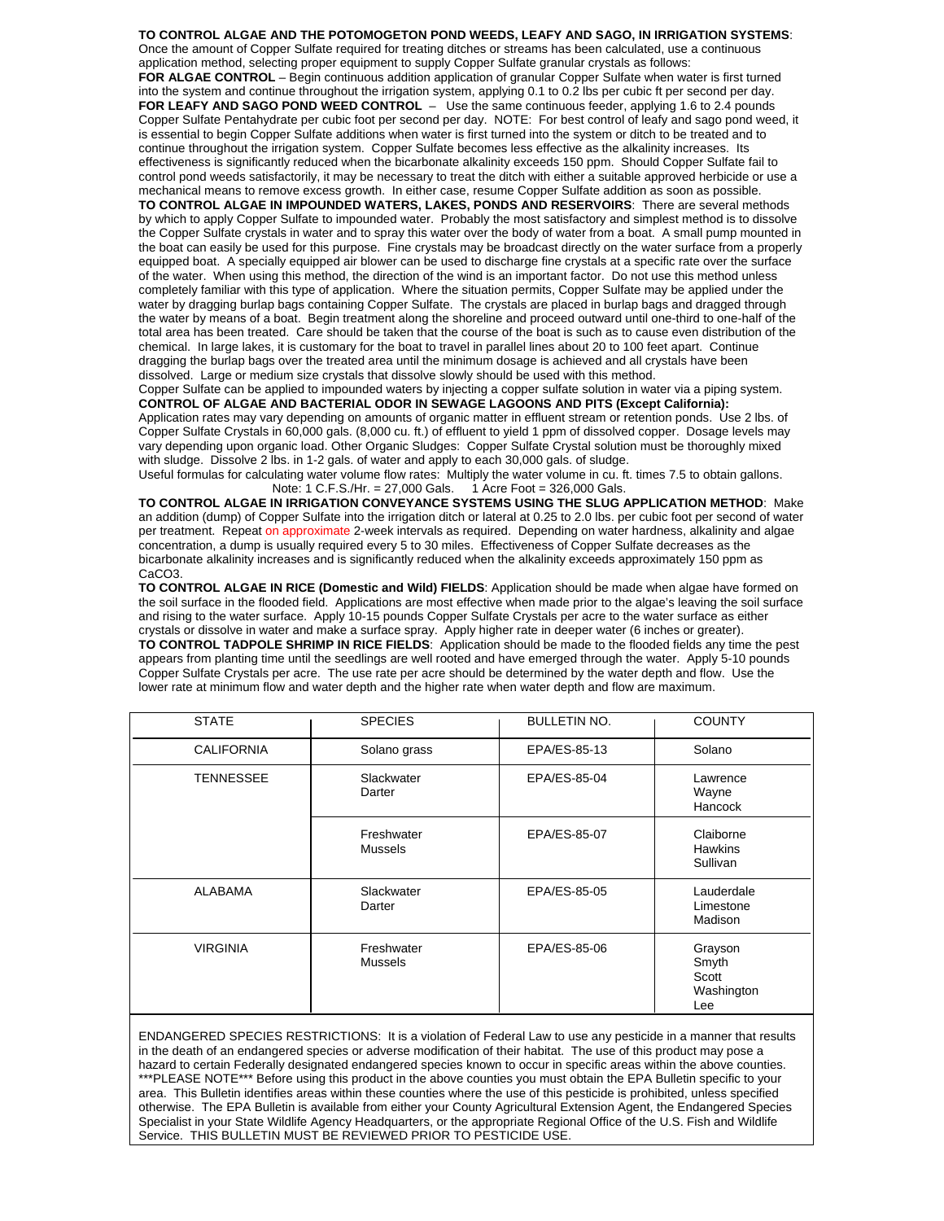**TO CONTROL ALGAE AND THE POTOMOGETON POND WEEDS, LEAFY AND SAGO, IN IRRIGATION SYSTEMS**: Once the amount of Copper Sulfate required for treating ditches or streams has been calculated, use a continuous application method, selecting proper equipment to supply Copper Sulfate granular crystals as follows:

**FOR ALGAE CONTROL** – Begin continuous addition application of granular Copper Sulfate when water is first turned into the system and continue throughout the irrigation system, applying 0.1 to 0.2 lbs per cubic ft per second per day.

**FOR LEAFY AND SAGO POND WEED CONTROL** – Use the same continuous feeder, applying 1.6 to 2.4 pounds Copper Sulfate Pentahydrate per cubic foot per second per day. NOTE: For best control of leafy and sago pond weed, it is essential to begin Copper Sulfate additions when water is first turned into the system or ditch to be treated and to continue throughout the irrigation system. Copper Sulfate becomes less effective as the alkalinity increases. Its effectiveness is significantly reduced when the bicarbonate alkalinity exceeds 150 ppm. Should Copper Sulfate fail to control pond weeds satisfactorily, it may be necessary to treat the ditch with either a suitable approved herbicide or use a mechanical means to remove excess growth. In either case, resume Copper Sulfate addition as soon as possible.

**TO CONTROL ALGAE IN IMPOUNDED WATERS, LAKES, PONDS AND RESERVOIRS**: There are several methods by which to apply Copper Sulfate to impounded water. Probably the most satisfactory and simplest method is to dissolve the Copper Sulfate crystals in water and to spray this water over the body of water from a boat. A small pump mounted in the boat can easily be used for this purpose. Fine crystals may be broadcast directly on the water surface from a properly equipped boat. A specially equipped air blower can be used to discharge fine crystals at a specific rate over the surface of the water. When using this method, the direction of the wind is an important factor. Do not use this method unless completely familiar with this type of application. Where the situation permits, Copper Sulfate may be applied under the water by dragging burlap bags containing Copper Sulfate. The crystals are placed in burlap bags and dragged through the water by means of a boat. Begin treatment along the shoreline and proceed outward until one-third to one-half of the total area has been treated. Care should be taken that the course of the boat is such as to cause even distribution of the chemical. In large lakes, it is customary for the boat to travel in parallel lines about 20 to 100 feet apart. Continue dragging the burlap bags over the treated area until the minimum dosage is achieved and all crystals have been dissolved. Large or medium size crystals that dissolve slowly should be used with this method.

Copper Sulfate can be applied to impounded waters by injecting a copper sulfate solution in water via a piping system.

**CONTROL OF ALGAE AND BACTERIAL ODOR IN SEWAGE LAGOONS AND PITS (Except California):**

Application rates may vary depending on amounts of organic matter in effluent stream or retention ponds. Use 2 lbs. of Copper Sulfate Crystals in 60,000 gals. (8,000 cu. ft.) of effluent to yield 1 ppm of dissolved copper. Dosage levels may vary depending upon organic load. Other Organic Sludges: Copper Sulfate Crystal solution must be thoroughly mixed with sludge. Dissolve 2 lbs. in 1-2 gals. of water and apply to each 30,000 gals. of sludge.

Useful formulas for calculating water volume flow rates: Multiply the water volume in cu. ft. times 7.5 to obtain gallons.

Note: 1 C.F.S./Hr. = 27,000 Gals. 1 Acre Foot = 326,000 Gals.

**TO CONTROL ALGAE IN IRRIGATION CONVEYANCE SYSTEMS USING THE SLUG APPLICATION METHOD**: Make an addition (dump) of Copper Sulfate into the irrigation ditch or lateral at 0.25 to 2.0 lbs. per cubic foot per second of water per treatment. Repeat on approximate 2-week intervals as required. Depending on water hardness, alkalinity and algae concentration, a dump is usually required every 5 to 30 miles. Effectiveness of Copper Sulfate decreases as the bicarbonate alkalinity increases and is significantly reduced when the alkalinity exceeds approximately 150 ppm as $CaCO_3$.

**TO CONTROL ALGAE IN RICE (Domestic and Wild) FIELDS**: Application should be made when algae have formed on the soil surface in the flooded field. Applications are most effective when made prior to the algae's leaving the soil surface and rising to the water surface. Apply 10-15 pounds Copper Sulfate Crystals per acre to the water surface as either crystals or dissolve in water and make a surface spray. Apply higher rate in deeper water (6 inches or greater).

**TO CONTROL TADPOLE SHRIMP IN RICE FIELDS**: Application should be made to the flooded fields any time the pest appears from planting time until the seedlings are well rooted and have emerged through the water. Apply 5-10 pounds Copper Sulfate Crystals per acre. The use rate per acre should be determined by the water depth and flow. Use the lower rate at minimum flow and water depth and the higher rate when water depth and flow are maximum.

| STATE | SPECIES | BULLETIN NO. | COUNTY |
|---|---|---|---|
| CALIFORNIA | Solano grass | EPA/ES-85-13 | Solano |
| TENNESSEE | Slackwater Darter | EPA/ES-85-04 | Lawrence Wayne Hancock |
| | Freshwater Mussels | EPA/ES-85-07 | Claiborne Hawkins Sullivan |
| ALABAMA | Slackwater Darter | EPA/ES-85-05 | Lauderdale Limestone Madison |
| VIRGINIA | Freshwater Mussels | EPA/ES-85-06 | Grayson Smyth Scott Washington Lee |

ENDANGERED SPECIES RESTRICTIONS: It is a violation of Federal Law to use any pesticide in a manner that results in the death of an endangered species or adverse modification of their habitat. The use of this product may pose a hazard to certain Federally designated endangered species known to occur in specific areas within the above counties. ***PLEASE NOTE*** Before using this product in the above counties you must obtain the EPA Bulletin specific to your area. This Bulletin identifies areas within these counties where the use of this pesticide is prohibited, unless specified otherwise. The EPA Bulletin is available from either your County Agricultural Extension Agent, the Endangered Species Specialist in your State Wildlife Agency Headquarters, or the appropriate Regional Office of the U.S. Fish and Wildlife Service. THIS BULLETIN MUST BE REVIEWED PRIOR TO PESTICIDE USE.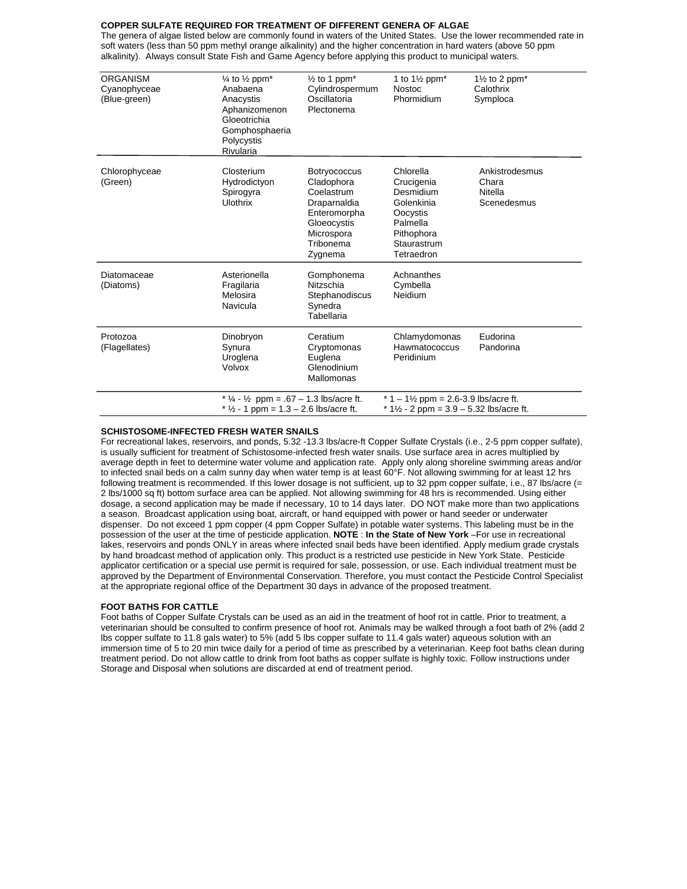**COPPER SULFATE REQUIRED FOR TREATMENT OF DIFFERENT GENERA OF ALGAE**

The genera of algae listed below are commonly found in waters of the United States. Use the lower recommended rate in soft waters (less than 50 ppm methyl orange alkalinity) and the higher concentration in hard waters (above 50 ppm alkalinity). Always consult State Fish and Game Agency before applying this product to municipal waters.

| ORGANISM | ¼ to ½ ppm* | ½ to 1 ppm* | 1 to 1½ ppm* | 1½ to 2 ppm* |
|---|---|---|---|---|
| Cyanophyceae (Blue-green) | Anabaena<br>Anacystis<br>Aphanizomenon<br>Gloeotrichia<br>Gomphosphaeria<br>Polycystis<br>Rivularia | Cylindrospermum<br>Oscillatoria<br>Plectonema | Nostoc<br>Phormidium | Calothrix<br>Symploca |
| Chlorophyceae (Green) | Closterium<br>Hydrodictyon<br>Spirogyra<br>Ulothrix | Botryococcus<br>Cladophora<br>Coelastrum<br>Draparnaldia<br>Enteromorpha<br>Gloeocystis<br>Microspora<br>Tribonema<br>Zygnema | Chlorella<br>Crucigenia<br>Desmidium<br>Golenkinia<br>Oocystis<br>Palmella<br>Pithophora<br>Staurastrum<br>Tetraedron | Ankistrodesmus<br>Chara<br>Nitella<br>Scenedesmus |
| Diatomaceae (Diatoms) | Asterionella<br>Fragilaria<br>Melosira<br>Navicula | Gomphonema<br>Nitzschia<br>Stephanodiscus<br>Synedra<br>Tabellaria | Achnanthes<br>Cymbella<br>Neidium | |
| Protozoa (Flagellates) | Dinobryon<br>Synura<br>Uroglena<br>Volvox | Ceratium<br>Cryptomonas<br>Euglena<br>Glenodinium<br>Mallomonas | Chlamydomonas<br>Hawmatococcus<br>Peridinium | Eudorina<br>Pandorina |

\* ¼ - ½ ppm = .67 – 1.3 lbs/acre ft.
\* ½ - 1 ppm = 1.3 – 2.6 lbs/acre ft.
\* 1 – 1½ ppm = 2.6-3.9 lbs/acre ft.
\* 1½ - 2 ppm = 3.9 – 5.32 lbs/acre ft.

**SCHISTOSOME-INFECTED FRESH WATER SNAILS**

For recreational lakes, reservoirs, and ponds, 5.32 -13.3 lbs/acre-ft Copper Sulfate Crystals (i.e., 2-5 ppm copper sulfate), is usually sufficient for treatment of Schistosome-infected fresh water snails. Use surface area in acres multiplied by average depth in feet to determine water volume and application rate. Apply only along shoreline swimming areas and/or to infected snail beds on a calm sunny day when water temp is at least 60°F. Not allowing swimming for at least 12 hrs following treatment is recommended. If this lower dosage is not sufficient, up to 32 ppm copper sulfate, i.e., 87 lbs/acre (= 2 lbs/1000 sq ft) bottom surface area can be applied. Not allowing swimming for 48 hrs is recommended. Using either dosage, a second application may be made if necessary, 10 to 14 days later. DO NOT make more than two applications a season. Broadcast application using boat, aircraft, or hand equipped with power or hand seeder or underwater dispenser. Do not exceed 1 ppm copper (4 ppm Copper Sulfate) in potable water systems. This labeling must be in the possession of the user at the time of pesticide application. **NOTE** : **In the State of New York** –For use in recreational lakes, reservoirs and ponds ONLY in areas where infected snail beds have been identified. Apply medium grade crystals by hand broadcast method of application only. This product is a restricted use pesticide in New York State. Pesticide applicator certification or a special use permit is required for sale, possession, or use. Each individual treatment must be approved by the Department of Environmental Conservation. Therefore, you must contact the Pesticide Control Specialist at the appropriate regional office of the Department 30 days in advance of the proposed treatment.

**FOOT BATHS FOR CATTLE**

Foot baths of Copper Sulfate Crystals can be used as an aid in the treatment of hoof rot in cattle. Prior to treatment, a veterinarian should be consulted to confirm presence of hoof rot. Animals may be walked through a foot bath of 2% (add 2 lbs copper sulfate to 11.8 gals water) to 5% (add 5 lbs copper sulfate to 11.4 gals water) aqueous solution with an immersion time of 5 to 20 min twice daily for a period of time as prescribed by a veterinarian. Keep foot baths clean during treatment period. Do not allow cattle to drink from foot baths as copper sulfate is highly toxic. Follow instructions under Storage and Disposal when solutions are discarded at end of treatment period.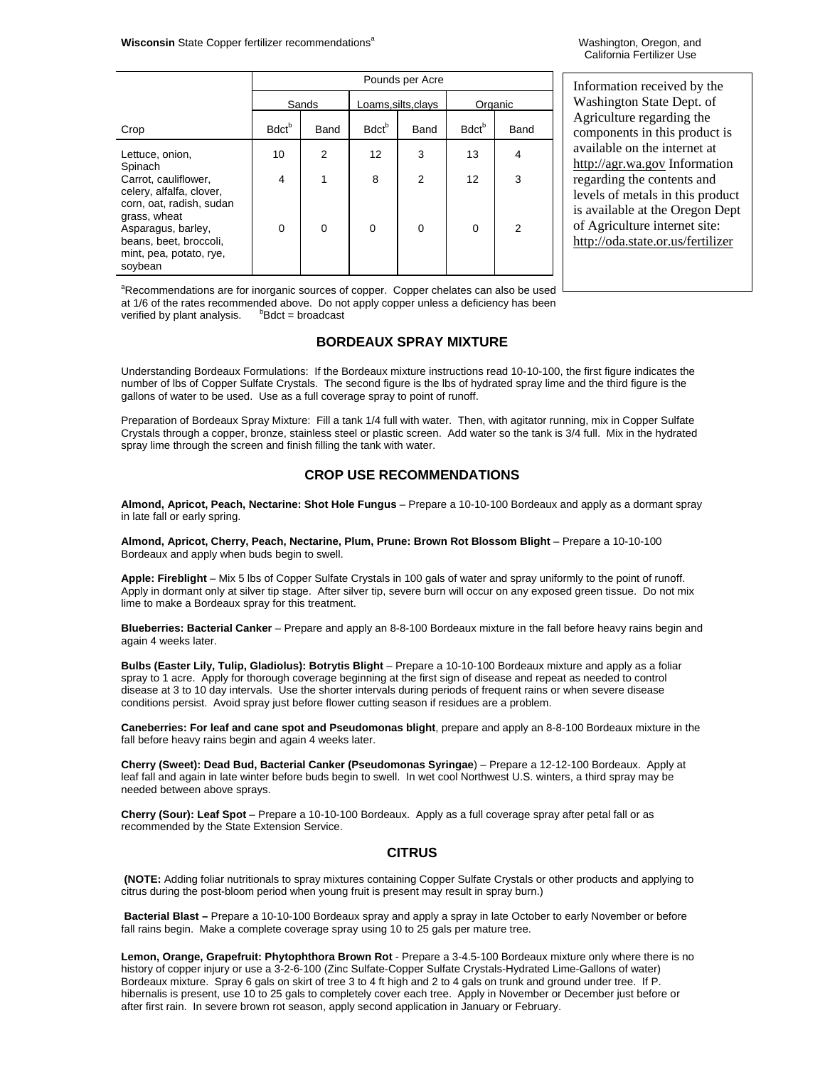**Wisconsin** State Copper fertilizer recommendations[a]

| | Pounds per Acre | | | | | |
|---|---|---|---|---|---|---|
| | Sands | | Loams,silts,clays | | Organic | |
| Crop | Bdct[b] | Band | Bdct[b] | Band | Bdct[b] | Band |
| Lettuce, onion, Spinach | 10 | 2 | 12 | 3 | 13 | 4 |
| Carrot, cauliflower, celery, alfalfa, clover, corn, oat, radish, sudan grass, wheat | 4 | 1 | 8 | 2 | 12 | 3 |
| Asparagus, barley, beans, beet, broccoli, mint, pea, potato, rye, soybean | 0 | 0 | 0 | 0 | 0 | 2 |

[a]Recommendations are for inorganic sources of copper. Copper chelates can also be used at 1/6 of the rates recommended above. Do not apply copper unless a deficiency has been verified by plant analysis. [b]Bdct = broadcast

Washington, Oregon, and California Fertilizer Use

Information received by the Washington State Dept. of Agriculture regarding the components in this product is available on the internet at http://agr.wa.gov Information regarding the contents and levels of metals in this product is available at the Oregon Dept of Agriculture internet site: http://oda.state.or.us/fertilizer

## BORDEAUX SPRAY MIXTURE

Understanding Bordeaux Formulations: If the Bordeaux mixture instructions read 10-10-100, the first figure indicates the number of lbs of Copper Sulfate Crystals. The second figure is the lbs of hydrated spray lime and the third figure is the gallons of water to be used. Use as a full coverage spray to point of runoff.

Preparation of Bordeaux Spray Mixture: Fill a tank 1/4 full with water. Then, with agitator running, mix in Copper Sulfate Crystals through a copper, bronze, stainless steel or plastic screen. Add water so the tank is 3/4 full. Mix in the hydrated spray lime through the screen and finish filling the tank with water.

## CROP USE RECOMMENDATIONS

**Almond, Apricot, Peach, Nectarine: Shot Hole Fungus** – Prepare a 10-10-100 Bordeaux and apply as a dormant spray in late fall or early spring.

**Almond, Apricot, Cherry, Peach, Nectarine, Plum, Prune: Brown Rot Blossom Blight** – Prepare a 10-10-100 Bordeaux and apply when buds begin to swell.

**Apple: Fireblight** – Mix 5 lbs of Copper Sulfate Crystals in 100 gals of water and spray uniformly to the point of runoff. Apply in dormant only at silver tip stage. After silver tip, severe burn will occur on any exposed green tissue. Do not mix lime to make a Bordeaux spray for this treatment.

**Blueberries: Bacterial Canker** – Prepare and apply an 8-8-100 Bordeaux mixture in the fall before heavy rains begin and again 4 weeks later.

**Bulbs (Easter Lily, Tulip, Gladiolus): Botrytis Blight** – Prepare a 10-10-100 Bordeaux mixture and apply as a foliar spray to 1 acre. Apply for thorough coverage beginning at the first sign of disease and repeat as needed to control disease at 3 to 10 day intervals. Use the shorter intervals during periods of frequent rains or when severe disease conditions persist. Avoid spray just before flower cutting season if residues are a problem.

**Caneberries: For leaf and cane spot and Pseudomonas blight**, prepare and apply an 8-8-100 Bordeaux mixture in the fall before heavy rains begin and again 4 weeks later.

**Cherry (Sweet): Dead Bud, Bacterial Canker (Pseudomonas Syringae**) – Prepare a 12-12-100 Bordeaux. Apply at leaf fall and again in late winter before buds begin to swell. In wet cool Northwest U.S. winters, a third spray may be needed between above sprays.

**Cherry (Sour): Leaf Spot** – Prepare a 10-10-100 Bordeaux. Apply as a full coverage spray after petal fall or as recommended by the State Extension Service.

## CITRUS

**(NOTE:** Adding foliar nutritionals to spray mixtures containing Copper Sulfate Crystals or other products and applying to citrus during the post-bloom period when young fruit is present may result in spray burn.)

**Bacterial Blast –** Prepare a 10-10-100 Bordeaux spray and apply a spray in late October to early November or before fall rains begin. Make a complete coverage spray using 10 to 25 gals per mature tree.

**Lemon, Orange, Grapefruit: Phytophthora Brown Rot** - Prepare a 3-4.5-100 Bordeaux mixture only where there is no history of copper injury or use a 3-2-6-100 (Zinc Sulfate-Copper Sulfate Crystals-Hydrated Lime-Gallons of water) Bordeaux mixture. Spray 6 gals on skirt of tree 3 to 4 ft high and 2 to 4 gals on trunk and ground under tree. If P. hibernalis is present, use 10 to 25 gals to completely cover each tree. Apply in November or December just before or after first rain. In severe brown rot season, apply second application in January or February.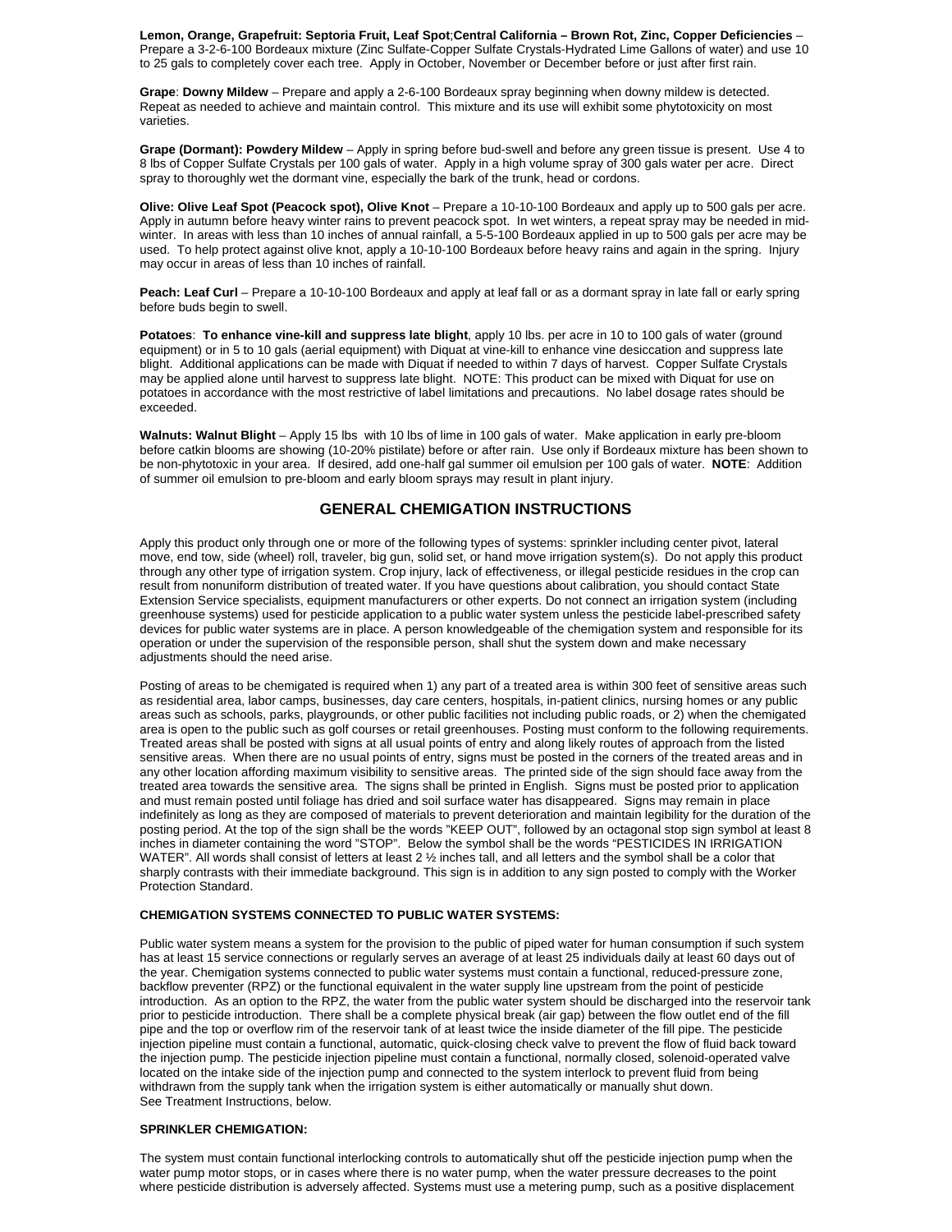**Lemon, Orange, Grapefruit: Septoria Fruit, Leaf Spot**;**Central California – Brown Rot, Zinc, Copper Deficiencies** – Prepare a 3-2-6-100 Bordeaux mixture (Zinc Sulfate-Copper Sulfate Crystals-Hydrated Lime Gallons of water) and use 10 to 25 gals to completely cover each tree. Apply in October, November or December before or just after first rain.

**Grape**: **Downy Mildew** – Prepare and apply a 2-6-100 Bordeaux spray beginning when downy mildew is detected. Repeat as needed to achieve and maintain control. This mixture and its use will exhibit some phytotoxicity on most varieties.

**Grape (Dormant): Powdery Mildew** – Apply in spring before bud-swell and before any green tissue is present. Use 4 to 8 lbs of Copper Sulfate Crystals per 100 gals of water. Apply in a high volume spray of 300 gals water per acre. Direct spray to thoroughly wet the dormant vine, especially the bark of the trunk, head or cordons.

**Olive: Olive Leaf Spot (Peacock spot), Olive Knot** – Prepare a 10-10-100 Bordeaux and apply up to 500 gals per acre. Apply in autumn before heavy winter rains to prevent peacock spot. In wet winters, a repeat spray may be needed in mid-winter. In areas with less than 10 inches of annual rainfall, a 5-5-100 Bordeaux applied in up to 500 gals per acre may be used. To help protect against olive knot, apply a 10-10-100 Bordeaux before heavy rains and again in the spring. Injury may occur in areas of less than 10 inches of rainfall.

**Peach: Leaf Curl** – Prepare a 10-10-100 Bordeaux and apply at leaf fall or as a dormant spray in late fall or early spring before buds begin to swell.

**Potatoes**: **To enhance vine-kill and suppress late blight**, apply 10 lbs. per acre in 10 to 100 gals of water (ground equipment) or in 5 to 10 gals (aerial equipment) with Diquat at vine-kill to enhance vine desiccation and suppress late blight. Additional applications can be made with Diquat if needed to within 7 days of harvest. Copper Sulfate Crystals may be applied alone until harvest to suppress late blight. NOTE: This product can be mixed with Diquat for use on potatoes in accordance with the most restrictive of label limitations and precautions. No label dosage rates should be exceeded.

**Walnuts: Walnut Blight** – Apply 15 lbs with 10 lbs of lime in 100 gals of water. Make application in early pre-bloom before catkin blooms are showing (10-20% pistilate) before or after rain. Use only if Bordeaux mixture has been shown to be non-phytotoxic in your area. If desired, add one-half gal summer oil emulsion per 100 gals of water. **NOTE**: Addition of summer oil emulsion to pre-bloom and early bloom sprays may result in plant injury.

## GENERAL CHEMIGATION INSTRUCTIONS

Apply this product only through one or more of the following types of systems: sprinkler including center pivot, lateral move, end tow, side (wheel) roll, traveler, big gun, solid set, or hand move irrigation system(s). Do not apply this product through any other type of irrigation system. Crop injury, lack of effectiveness, or illegal pesticide residues in the crop can result from nonuniform distribution of treated water. If you have questions about calibration, you should contact State Extension Service specialists, equipment manufacturers or other experts. Do not connect an irrigation system (including greenhouse systems) used for pesticide application to a public water system unless the pesticide label-prescribed safety devices for public water systems are in place. A person knowledgeable of the chemigation system and responsible for its operation or under the supervision of the responsible person, shall shut the system down and make necessary adjustments should the need arise.

Posting of areas to be chemigated is required when 1) any part of a treated area is within 300 feet of sensitive areas such as residential area, labor camps, businesses, day care centers, hospitals, in-patient clinics, nursing homes or any public areas such as schools, parks, playgrounds, or other public facilities not including public roads, or 2) when the chemigated area is open to the public such as golf courses or retail greenhouses. Posting must conform to the following requirements. Treated areas shall be posted with signs at all usual points of entry and along likely routes of approach from the listed sensitive areas. When there are no usual points of entry, signs must be posted in the corners of the treated areas and in any other location affording maximum visibility to sensitive areas. The printed side of the sign should face away from the treated area towards the sensitive area. The signs shall be printed in English. Signs must be posted prior to application and must remain posted until foliage has dried and soil surface water has disappeared. Signs may remain in place indefinitely as long as they are composed of materials to prevent deterioration and maintain legibility for the duration of the posting period. At the top of the sign shall be the words "KEEP OUT", followed by an octagonal stop sign symbol at least 8 inches in diameter containing the word "STOP". Below the symbol shall be the words "PESTICIDES IN IRRIGATION WATER". All words shall consist of letters at least 2 ½ inches tall, and all letters and the symbol shall be a color that sharply contrasts with their immediate background. This sign is in addition to any sign posted to comply with the Worker Protection Standard.

### CHEMIGATION SYSTEMS CONNECTED TO PUBLIC WATER SYSTEMS:

Public water system means a system for the provision to the public of piped water for human consumption if such system has at least 15 service connections or regularly serves an average of at least 25 individuals daily at least 60 days out of the year. Chemigation systems connected to public water systems must contain a functional, reduced-pressure zone, backflow preventer (RPZ) or the functional equivalent in the water supply line upstream from the point of pesticide introduction. As an option to the RPZ, the water from the public water system should be discharged into the reservoir tank prior to pesticide introduction. There shall be a complete physical break (air gap) between the flow outlet end of the fill pipe and the top or overflow rim of the reservoir tank of at least twice the inside diameter of the fill pipe. The pesticide injection pipeline must contain a functional, automatic, quick-closing check valve to prevent the flow of fluid back toward the injection pump. The pesticide injection pipeline must contain a functional, normally closed, solenoid-operated valve located on the intake side of the injection pump and connected to the system interlock to prevent fluid from being withdrawn from the supply tank when the irrigation system is either automatically or manually shut down.
See Treatment Instructions, below.

### SPRINKLER CHEMIGATION:

The system must contain functional interlocking controls to automatically shut off the pesticide injection pump when the water pump motor stops, or in cases where there is no water pump, when the water pressure decreases to the point where pesticide distribution is adversely affected. Systems must use a metering pump, such as a positive displacement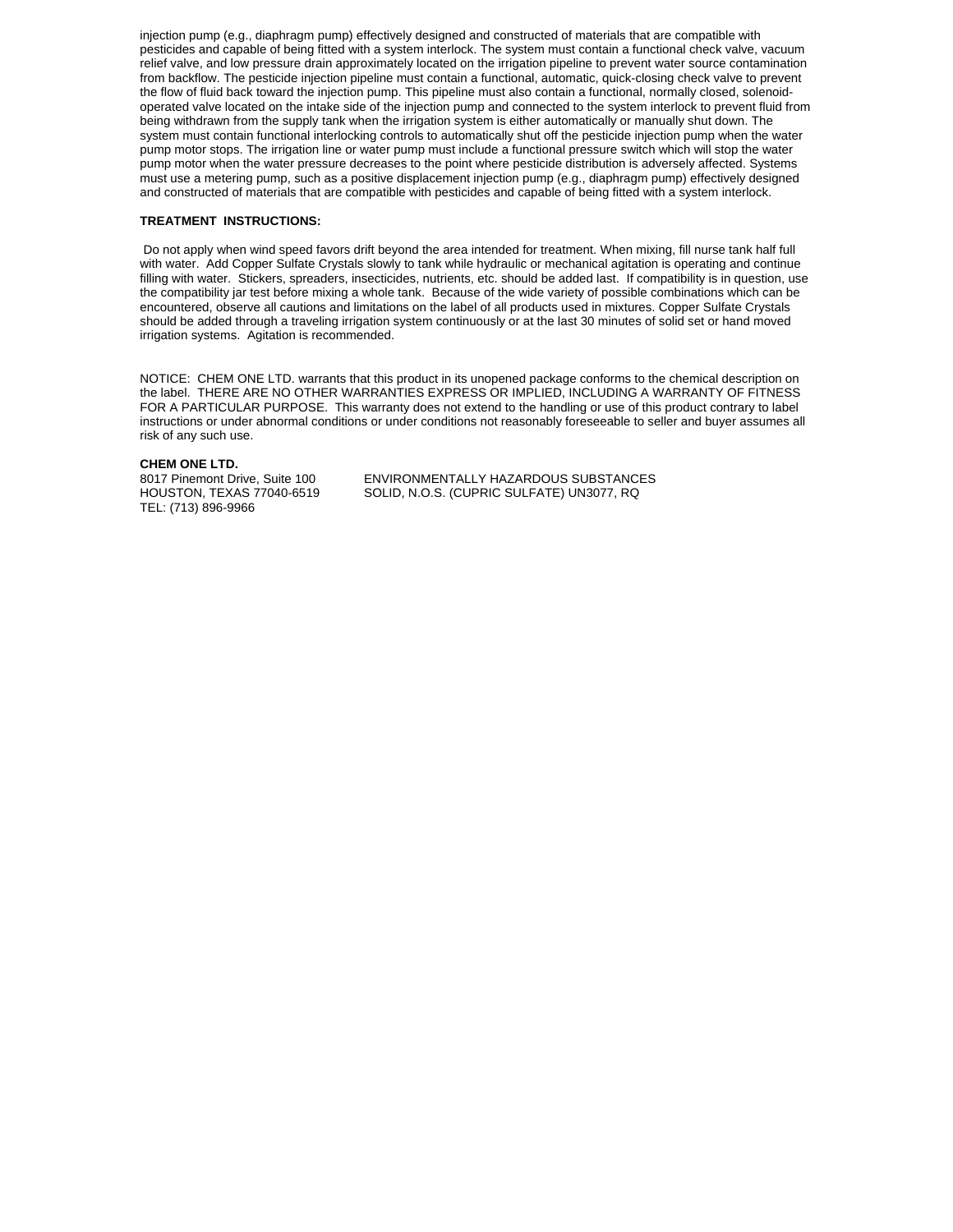injection pump (e.g., diaphragm pump) effectively designed and constructed of materials that are compatible with pesticides and capable of being fitted with a system interlock. The system must contain a functional check valve, vacuum relief valve, and low pressure drain approximately located on the irrigation pipeline to prevent water source contamination from backflow. The pesticide injection pipeline must contain a functional, automatic, quick-closing check valve to prevent the flow of fluid back toward the injection pump. This pipeline must also contain a functional, normally closed, solenoid-operated valve located on the intake side of the injection pump and connected to the system interlock to prevent fluid from being withdrawn from the supply tank when the irrigation system is either automatically or manually shut down. The system must contain functional interlocking controls to automatically shut off the pesticide injection pump when the water pump motor stops. The irrigation line or water pump must include a functional pressure switch which will stop the water pump motor when the water pressure decreases to the point where pesticide distribution is adversely affected. Systems must use a metering pump, such as a positive displacement injection pump (e.g., diaphragm pump) effectively designed and constructed of materials that are compatible with pesticides and capable of being fitted with a system interlock.

**TREATMENT INSTRUCTIONS:**

Do not apply when wind speed favors drift beyond the area intended for treatment. When mixing, fill nurse tank half full with water. Add Copper Sulfate Crystals slowly to tank while hydraulic or mechanical agitation is operating and continue filling with water. Stickers, spreaders, insecticides, nutrients, etc. should be added last. If compatibility is in question, use the compatibility jar test before mixing a whole tank. Because of the wide variety of possible combinations which can be encountered, observe all cautions and limitations on the label of all products used in mixtures. Copper Sulfate Crystals should be added through a traveling irrigation system continuously or at the last 30 minutes of solid set or hand moved irrigation systems. Agitation is recommended.

NOTICE: CHEM ONE LTD. warrants that this product in its unopened package conforms to the chemical description on the label. THERE ARE NO OTHER WARRANTIES EXPRESS OR IMPLIED, INCLUDING A WARRANTY OF FITNESS FOR A PARTICULAR PURPOSE. This warranty does not extend to the handling or use of this product contrary to label instructions or under abnormal conditions or under conditions not reasonably foreseeable to seller and buyer assumes all risk of any such use.

**CHEM ONE LTD.**
8017 Pinemont Drive, Suite 100
HOUSTON, TEXAS 77040-6519
TEL: (713) 896-9966

ENVIRONMENTALLY HAZARDOUS SUBSTANCES
SOLID, N.O.S. (CUPRIC SULFATE) UN3077, RQ